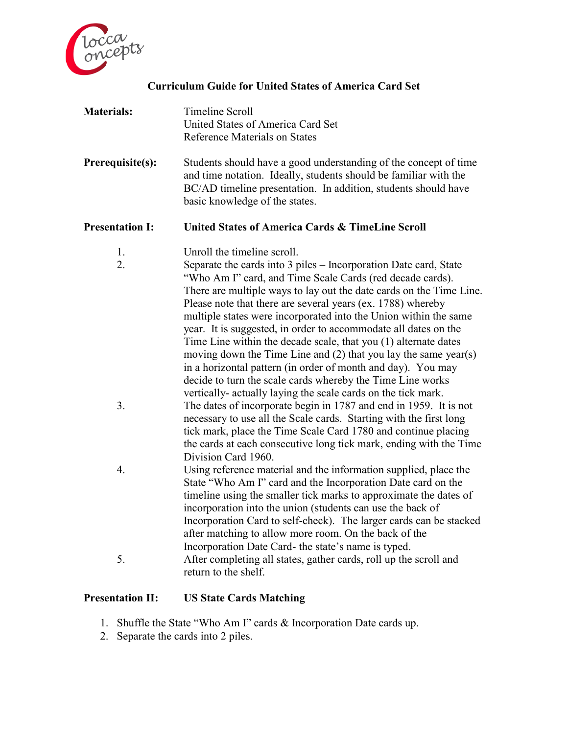# Curriculum Guide for United States of America Card Set

**Materials:** Timeline Scroll
United States of America Card Set
Reference Materials on States

**Prerequisite(s):** Students should have a good understanding of the concept of time and time notation. Ideally, students should be familiar with the BC/AD timeline presentation. In addition, students should have basic knowledge of the states.

**Presentation I:** **United States of America Cards & TimeLine Scroll**

1. Unroll the timeline scroll.
2. Separate the cards into 3 piles – Incorporation Date card, State "Who Am I" card, and Time Scale Cards (red decade cards). There are multiple ways to lay out the date cards on the Time Line. Please note that there are several years (ex. 1788) whereby multiple states were incorporated into the Union within the same year. It is suggested, in order to accommodate all dates on the Time Line within the decade scale, that you (1) alternate dates moving down the Time Line and (2) that you lay the same year(s) in a horizontal pattern (in order of month and day). You may decide to turn the scale cards whereby the Time Line works vertically- actually laying the scale cards on the tick mark.
3. The dates of incorporate begin in 1787 and end in 1959. It is not necessary to use all the Scale cards. Starting with the first long tick mark, place the Time Scale Card 1780 and continue placing the cards at each consecutive long tick mark, ending with the Time Division Card 1960.
4. Using reference material and the information supplied, place the State "Who Am I" card and the Incorporation Date card on the timeline using the smaller tick marks to approximate the dates of incorporation into the union (students can use the back of Incorporation Card to self-check). The larger cards can be stacked after matching to allow more room. On the back of the Incorporation Date Card- the state's name is typed.
5. After completing all states, gather cards, roll up the scroll and return to the shelf.

**Presentation II:** **US State Cards Matching**

1. Shuffle the State "Who Am I" cards & Incorporation Date cards up.
2. Separate the cards into 2 piles.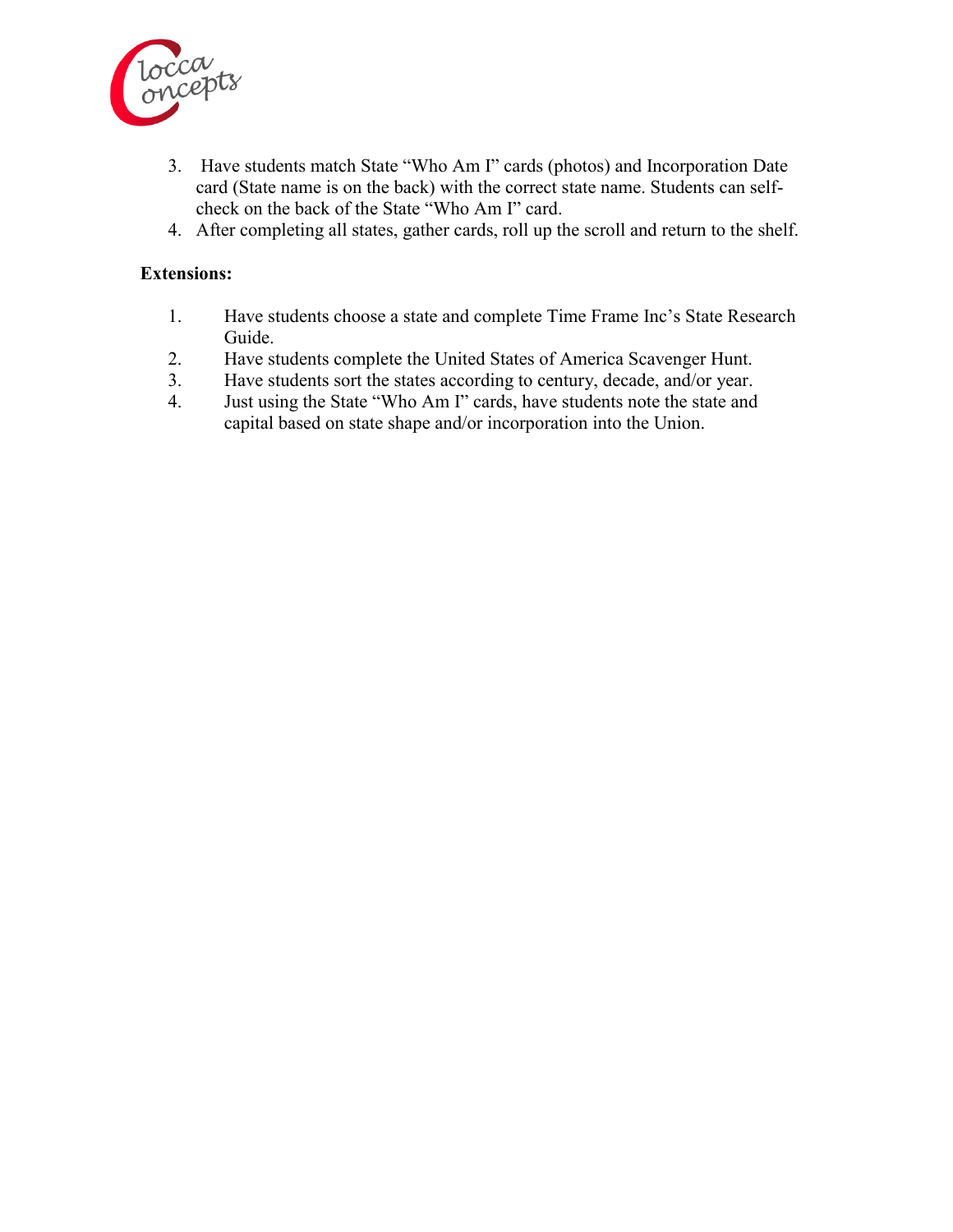3. Have students match State "Who Am I" cards (photos) and Incorporation Date card (State name is on the back) with the correct state name. Students can self-check on the back of the State "Who Am I" card.
4. After completing all states, gather cards, roll up the scroll and return to the shelf.

**Extensions:**

1. Have students choose a state and complete Time Frame Inc's State Research Guide.
2. Have students complete the United States of America Scavenger Hunt.
3. Have students sort the states according to century, decade, and/or year.
4. Just using the State "Who Am I" cards, have students note the state and capital based on state shape and/or incorporation into the Union.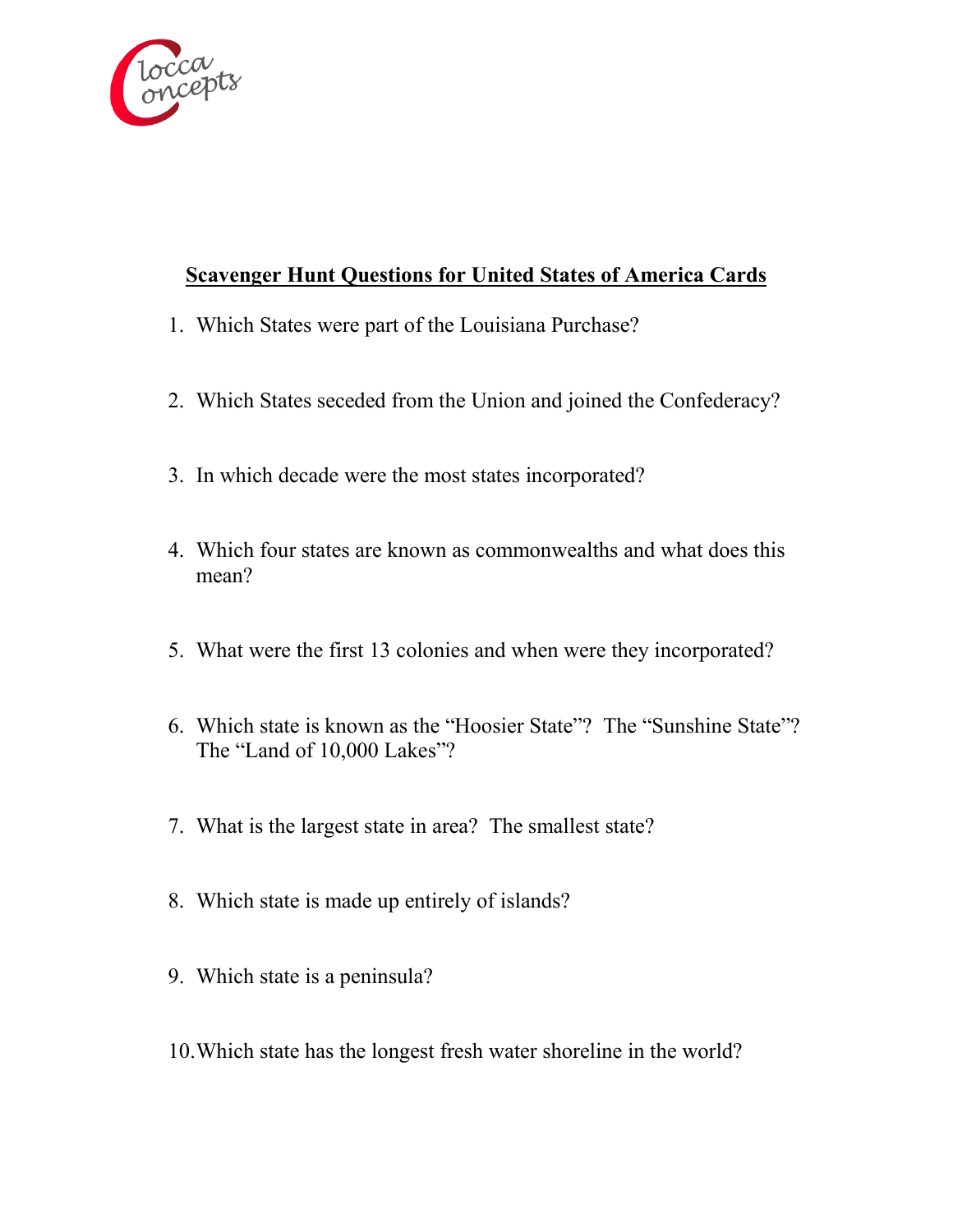## Scavenger Hunt Questions for United States of America Cards

1. Which States were part of the Louisiana Purchase?
2. Which States seceded from the Union and joined the Confederacy?
3. In which decade were the most states incorporated?
4. Which four states are known as commonwealths and what does this mean?
5. What were the first 13 colonies and when were they incorporated?
6. Which state is known as the "Hoosier State"? The "Sunshine State"? The "Land of 10,000 Lakes"?
7. What is the largest state in area? The smallest state?
8. Which state is made up entirely of islands?
9. Which state is a peninsula?
10. Which state has the longest fresh water shoreline in the world?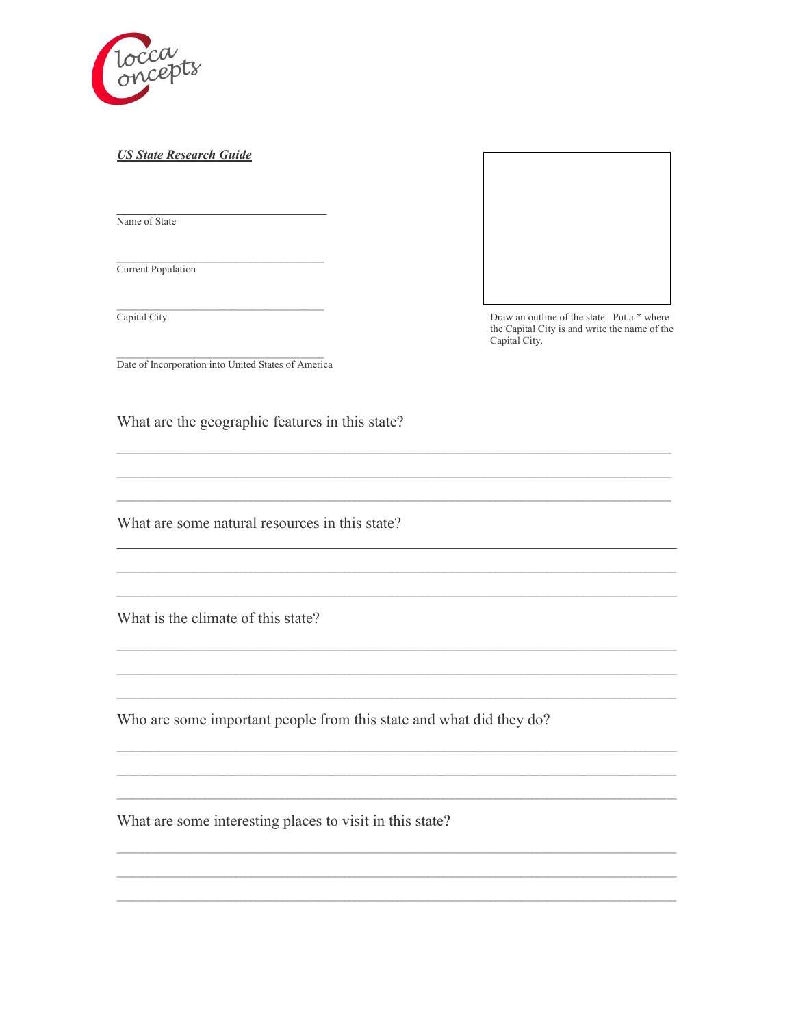Clocca Concepts

***US State Research Guide***

\_\_\_\_\_\_\_\_\_\_\_\_\_\_\_\_\_\_\_\_\_\_\_\_\_\_\_\_\_\_\_\_\_\_\_\_
Name of State

\_\_\_\_\_\_\_\_\_\_\_\_\_\_\_\_\_\_\_\_\_\_\_\_\_\_\_\_\_\_\_\_\_\_\_\_
Current Population

\_\_\_\_\_\_\_\_\_\_\_\_\_\_\_\_\_\_\_\_\_\_\_\_\_\_\_\_\_\_\_\_\_\_\_\_
Capital City

\_\_\_\_\_\_\_\_\_\_\_\_\_\_\_\_\_\_\_\_\_\_\_\_\_\_\_\_\_\_\_\_\_\_\_\_
Date of Incorporation into United States of America

Draw an outline of the state. Put a * where the Capital City is and write the name of the Capital City.

What are the geographic features in this state?

\_\_\_\_\_\_\_\_\_\_\_\_\_\_\_\_\_\_\_\_\_\_\_\_\_\_\_\_\_\_\_\_\_\_\_\_\_\_\_\_\_\_\_\_\_\_\_\_\_\_\_\_\_\_\_\_\_\_\_\_\_\_\_\_\_\_\_\_\_\_\_\_\_\_

\_\_\_\_\_\_\_\_\_\_\_\_\_\_\_\_\_\_\_\_\_\_\_\_\_\_\_\_\_\_\_\_\_\_\_\_\_\_\_\_\_\_\_\_\_\_\_\_\_\_\_\_\_\_\_\_\_\_\_\_\_\_\_\_\_\_\_\_\_\_\_\_\_\_

\_\_\_\_\_\_\_\_\_\_\_\_\_\_\_\_\_\_\_\_\_\_\_\_\_\_\_\_\_\_\_\_\_\_\_\_\_\_\_\_\_\_\_\_\_\_\_\_\_\_\_\_\_\_\_\_\_\_\_\_\_\_\_\_\_\_\_\_\_\_\_\_\_\_

What are some natural resources in this state?

\_\_\_\_\_\_\_\_\_\_\_\_\_\_\_\_\_\_\_\_\_\_\_\_\_\_\_\_\_\_\_\_\_\_\_\_\_\_\_\_\_\_\_\_\_\_\_\_\_\_\_\_\_\_\_\_\_\_\_\_\_\_\_\_\_\_\_\_\_\_\_\_\_\_

\_\_\_\_\_\_\_\_\_\_\_\_\_\_\_\_\_\_\_\_\_\_\_\_\_\_\_\_\_\_\_\_\_\_\_\_\_\_\_\_\_\_\_\_\_\_\_\_\_\_\_\_\_\_\_\_\_\_\_\_\_\_\_\_\_\_\_\_\_\_\_\_\_\_

\_\_\_\_\_\_\_\_\_\_\_\_\_\_\_\_\_\_\_\_\_\_\_\_\_\_\_\_\_\_\_\_\_\_\_\_\_\_\_\_\_\_\_\_\_\_\_\_\_\_\_\_\_\_\_\_\_\_\_\_\_\_\_\_\_\_\_\_\_\_\_\_\_\_

What is the climate of this state?

\_\_\_\_\_\_\_\_\_\_\_\_\_\_\_\_\_\_\_\_\_\_\_\_\_\_\_\_\_\_\_\_\_\_\_\_\_\_\_\_\_\_\_\_\_\_\_\_\_\_\_\_\_\_\_\_\_\_\_\_\_\_\_\_\_\_\_\_\_\_\_\_\_\_

\_\_\_\_\_\_\_\_\_\_\_\_\_\_\_\_\_\_\_\_\_\_\_\_\_\_\_\_\_\_\_\_\_\_\_\_\_\_\_\_\_\_\_\_\_\_\_\_\_\_\_\_\_\_\_\_\_\_\_\_\_\_\_\_\_\_\_\_\_\_\_\_\_\_

\_\_\_\_\_\_\_\_\_\_\_\_\_\_\_\_\_\_\_\_\_\_\_\_\_\_\_\_\_\_\_\_\_\_\_\_\_\_\_\_\_\_\_\_\_\_\_\_\_\_\_\_\_\_\_\_\_\_\_\_\_\_\_\_\_\_\_\_\_\_\_\_\_\_

Who are some important people from this state and what did they do?

\_\_\_\_\_\_\_\_\_\_\_\_\_\_\_\_\_\_\_\_\_\_\_\_\_\_\_\_\_\_\_\_\_\_\_\_\_\_\_\_\_\_\_\_\_\_\_\_\_\_\_\_\_\_\_\_\_\_\_\_\_\_\_\_\_\_\_\_\_\_\_\_\_\_

\_\_\_\_\_\_\_\_\_\_\_\_\_\_\_\_\_\_\_\_\_\_\_\_\_\_\_\_\_\_\_\_\_\_\_\_\_\_\_\_\_\_\_\_\_\_\_\_\_\_\_\_\_\_\_\_\_\_\_\_\_\_\_\_\_\_\_\_\_\_\_\_\_\_

\_\_\_\_\_\_\_\_\_\_\_\_\_\_\_\_\_\_\_\_\_\_\_\_\_\_\_\_\_\_\_\_\_\_\_\_\_\_\_\_\_\_\_\_\_\_\_\_\_\_\_\_\_\_\_\_\_\_\_\_\_\_\_\_\_\_\_\_\_\_\_\_\_\_

What are some interesting places to visit in this state?

\_\_\_\_\_\_\_\_\_\_\_\_\_\_\_\_\_\_\_\_\_\_\_\_\_\_\_\_\_\_\_\_\_\_\_\_\_\_\_\_\_\_\_\_\_\_\_\_\_\_\_\_\_\_\_\_\_\_\_\_\_\_\_\_\_\_\_\_\_\_\_\_\_\_

\_\_\_\_\_\_\_\_\_\_\_\_\_\_\_\_\_\_\_\_\_\_\_\_\_\_\_\_\_\_\_\_\_\_\_\_\_\_\_\_\_\_\_\_\_\_\_\_\_\_\_\_\_\_\_\_\_\_\_\_\_\_\_\_\_\_\_\_\_\_\_\_\_\_

\_\_\_\_\_\_\_\_\_\_\_\_\_\_\_\_\_\_\_\_\_\_\_\_\_\_\_\_\_\_\_\_\_\_\_\_\_\_\_\_\_\_\_\_\_\_\_\_\_\_\_\_\_\_\_\_\_\_\_\_\_\_\_\_\_\_\_\_\_\_\_\_\_\_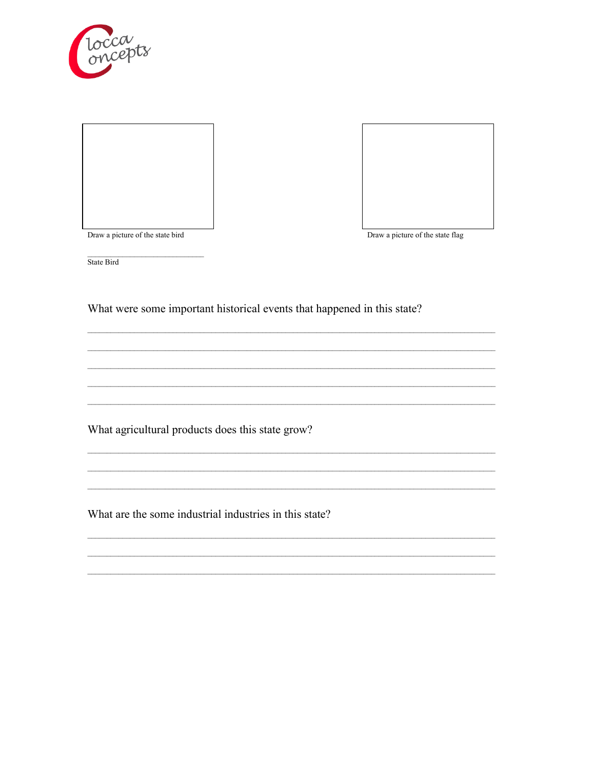Draw a picture of the state bird

Draw a picture of the state flag

\_\_\_\_\_\_\_\_\_\_\_\_\_\_\_\_\_\_\_\_\_\_\_\_\_\_\_\_

State Bird

What were some important historical events that happened in this state?

\_\_\_\_\_\_\_\_\_\_\_\_\_\_\_\_\_\_\_\_\_\_\_\_\_\_\_\_\_\_\_\_\_\_\_\_\_\_\_\_\_\_\_\_\_\_\_\_\_\_\_\_\_\_\_\_\_\_\_\_\_\_\_\_\_\_\_\_\_\_

\_\_\_\_\_\_\_\_\_\_\_\_\_\_\_\_\_\_\_\_\_\_\_\_\_\_\_\_\_\_\_\_\_\_\_\_\_\_\_\_\_\_\_\_\_\_\_\_\_\_\_\_\_\_\_\_\_\_\_\_\_\_\_\_\_\_\_\_\_\_

\_\_\_\_\_\_\_\_\_\_\_\_\_\_\_\_\_\_\_\_\_\_\_\_\_\_\_\_\_\_\_\_\_\_\_\_\_\_\_\_\_\_\_\_\_\_\_\_\_\_\_\_\_\_\_\_\_\_\_\_\_\_\_\_\_\_\_\_\_\_

\_\_\_\_\_\_\_\_\_\_\_\_\_\_\_\_\_\_\_\_\_\_\_\_\_\_\_\_\_\_\_\_\_\_\_\_\_\_\_\_\_\_\_\_\_\_\_\_\_\_\_\_\_\_\_\_\_\_\_\_\_\_\_\_\_\_\_\_\_\_

\_\_\_\_\_\_\_\_\_\_\_\_\_\_\_\_\_\_\_\_\_\_\_\_\_\_\_\_\_\_\_\_\_\_\_\_\_\_\_\_\_\_\_\_\_\_\_\_\_\_\_\_\_\_\_\_\_\_\_\_\_\_\_\_\_\_\_\_\_\_

What agricultural products does this state grow?

\_\_\_\_\_\_\_\_\_\_\_\_\_\_\_\_\_\_\_\_\_\_\_\_\_\_\_\_\_\_\_\_\_\_\_\_\_\_\_\_\_\_\_\_\_\_\_\_\_\_\_\_\_\_\_\_\_\_\_\_\_\_\_\_\_\_\_\_\_\_

\_\_\_\_\_\_\_\_\_\_\_\_\_\_\_\_\_\_\_\_\_\_\_\_\_\_\_\_\_\_\_\_\_\_\_\_\_\_\_\_\_\_\_\_\_\_\_\_\_\_\_\_\_\_\_\_\_\_\_\_\_\_\_\_\_\_\_\_\_\_

\_\_\_\_\_\_\_\_\_\_\_\_\_\_\_\_\_\_\_\_\_\_\_\_\_\_\_\_\_\_\_\_\_\_\_\_\_\_\_\_\_\_\_\_\_\_\_\_\_\_\_\_\_\_\_\_\_\_\_\_\_\_\_\_\_\_\_\_\_\_

What are the some industrial industries in this state?

\_\_\_\_\_\_\_\_\_\_\_\_\_\_\_\_\_\_\_\_\_\_\_\_\_\_\_\_\_\_\_\_\_\_\_\_\_\_\_\_\_\_\_\_\_\_\_\_\_\_\_\_\_\_\_\_\_\_\_\_\_\_\_\_\_\_\_\_\_\_

\_\_\_\_\_\_\_\_\_\_\_\_\_\_\_\_\_\_\_\_\_\_\_\_\_\_\_\_\_\_\_\_\_\_\_\_\_\_\_\_\_\_\_\_\_\_\_\_\_\_\_\_\_\_\_\_\_\_\_\_\_\_\_\_\_\_\_\_\_\_

\_\_\_\_\_\_\_\_\_\_\_\_\_\_\_\_\_\_\_\_\_\_\_\_\_\_\_\_\_\_\_\_\_\_\_\_\_\_\_\_\_\_\_\_\_\_\_\_\_\_\_\_\_\_\_\_\_\_\_\_\_\_\_\_\_\_\_\_\_\_